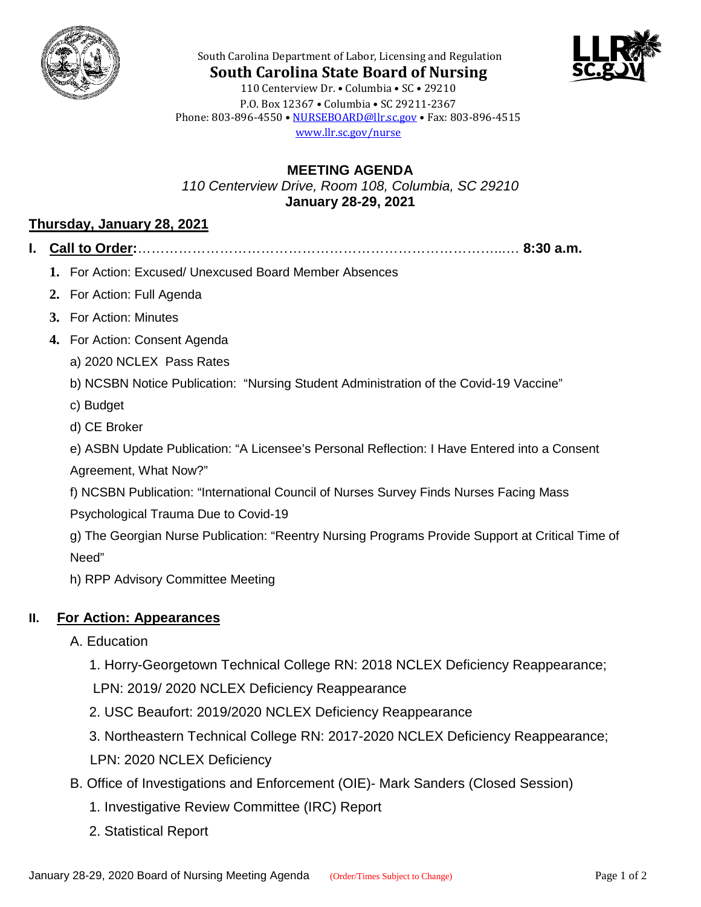South Carolina Department of Labor, Licensing and Regulation

**South Carolina State Board of Nursing**

110 Centerview Dr. • Columbia • SC • 29210
P.O. Box 12367 • Columbia • SC 29211-2367
Phone: 803-896-4550 • NURSEBOARD@llr.sc.gov • Fax: 803-896-4515
www.llr.sc.gov/nurse

## MEETING AGENDA

*110 Centerview Drive, Room 108, Columbia, SC 29210*

**January 28-29, 2021**

### Thursday, January 28, 2021

**I. Call to Order:**…………………………………………………………………..…. **8:30 a.m.**

1. For Action: Excused/ Unexcused Board Member Absences
2. For Action: Full Agenda
3. For Action: Minutes
4. For Action: Consent Agenda

   a) 2020 NCLEX Pass Rates

   b) NCSBN Notice Publication: "Nursing Student Administration of the Covid-19 Vaccine"

   c) Budget

   d) CE Broker

   e) ASBN Update Publication: "A Licensee's Personal Reflection: I Have Entered into a Consent Agreement, What Now?"

   f) NCSBN Publication: "International Council of Nurses Survey Finds Nurses Facing Mass Psychological Trauma Due to Covid-19

   g) The Georgian Nurse Publication: "Reentry Nursing Programs Provide Support at Critical Time of Need"

   h) RPP Advisory Committee Meeting

**II. For Action: Appearances**

A. Education

1. Horry-Georgetown Technical College RN: 2018 NCLEX Deficiency Reappearance; LPN: 2019/ 2020 NCLEX Deficiency Reappearance
2. USC Beaufort: 2019/2020 NCLEX Deficiency Reappearance
3. Northeastern Technical College RN: 2017-2020 NCLEX Deficiency Reappearance; LPN: 2020 NCLEX Deficiency

B. Office of Investigations and Enforcement (OIE)- Mark Sanders (Closed Session)

1. Investigative Review Committee (IRC) Report
2. Statistical Report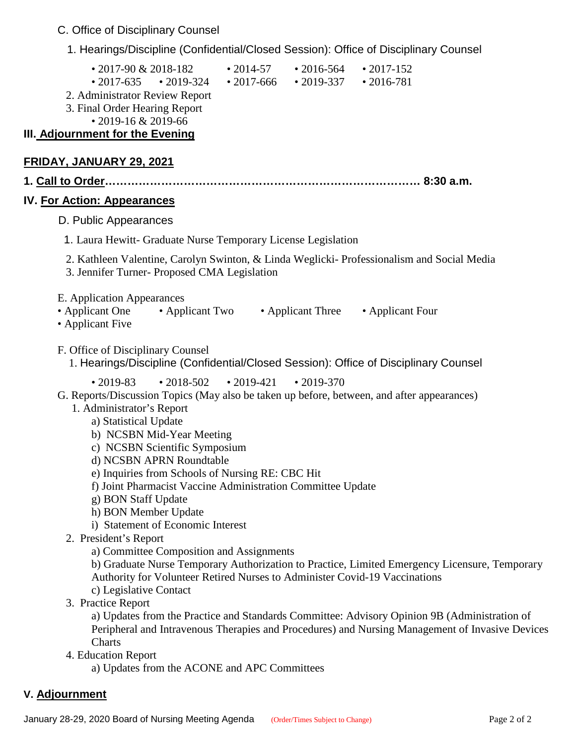C. Office of Disciplinary Counsel

1. Hearings/Discipline (Confidential/Closed Session): Office of Disciplinary Counsel

   • 2017-90 & 2018-182 • 2014-57 • 2016-564 • 2017-152
   • 2017-635 • 2019-324 • 2017-666 • 2019-337 • 2016-781

2. Administrator Review Report
3. Final Order Hearing Report
   • 2019-16 & 2019-66

## III. Adjournment for the Evening

## FRIDAY, JANUARY 29, 2021

**1. Call to Order……………………………………………………………………… 8:30 a.m.**

## IV. For Action: Appearances

D. Public Appearances

1. Laura Hewitt- Graduate Nurse Temporary License Legislation
2. Kathleen Valentine, Carolyn Swinton, & Linda Weglicki- Professionalism and Social Media
3. Jennifer Turner- Proposed CMA Legislation

E. Application Appearances

• Applicant One • Applicant Two • Applicant Three • Applicant Four
• Applicant Five

F. Office of Disciplinary Counsel

1. Hearings/Discipline (Confidential/Closed Session): Office of Disciplinary Counsel
   • 2019-83 • 2018-502 • 2019-421 • 2019-370

G. Reports/Discussion Topics (May also be taken up before, between, and after appearances)

1. Administrator's Report
   a) Statistical Update
   b) NCSBN Mid-Year Meeting
   c) NCSBN Scientific Symposium
   d) NCSBN APRN Roundtable
   e) Inquiries from Schools of Nursing RE: CBC Hit
   f) Joint Pharmacist Vaccine Administration Committee Update
   g) BON Staff Update
   h) BON Member Update
   i) Statement of Economic Interest
2. President's Report
   a) Committee Composition and Assignments
   b) Graduate Nurse Temporary Authorization to Practice, Limited Emergency Licensure, Temporary Authority for Volunteer Retired Nurses to Administer Covid-19 Vaccinations
   c) Legislative Contact
3. Practice Report
   a) Updates from the Practice and Standards Committee: Advisory Opinion 9B (Administration of Peripheral and Intravenous Therapies and Procedures) and Nursing Management of Invasive Devices Charts
4. Education Report
   a) Updates from the ACONE and APC Committees

## V. Adjournment